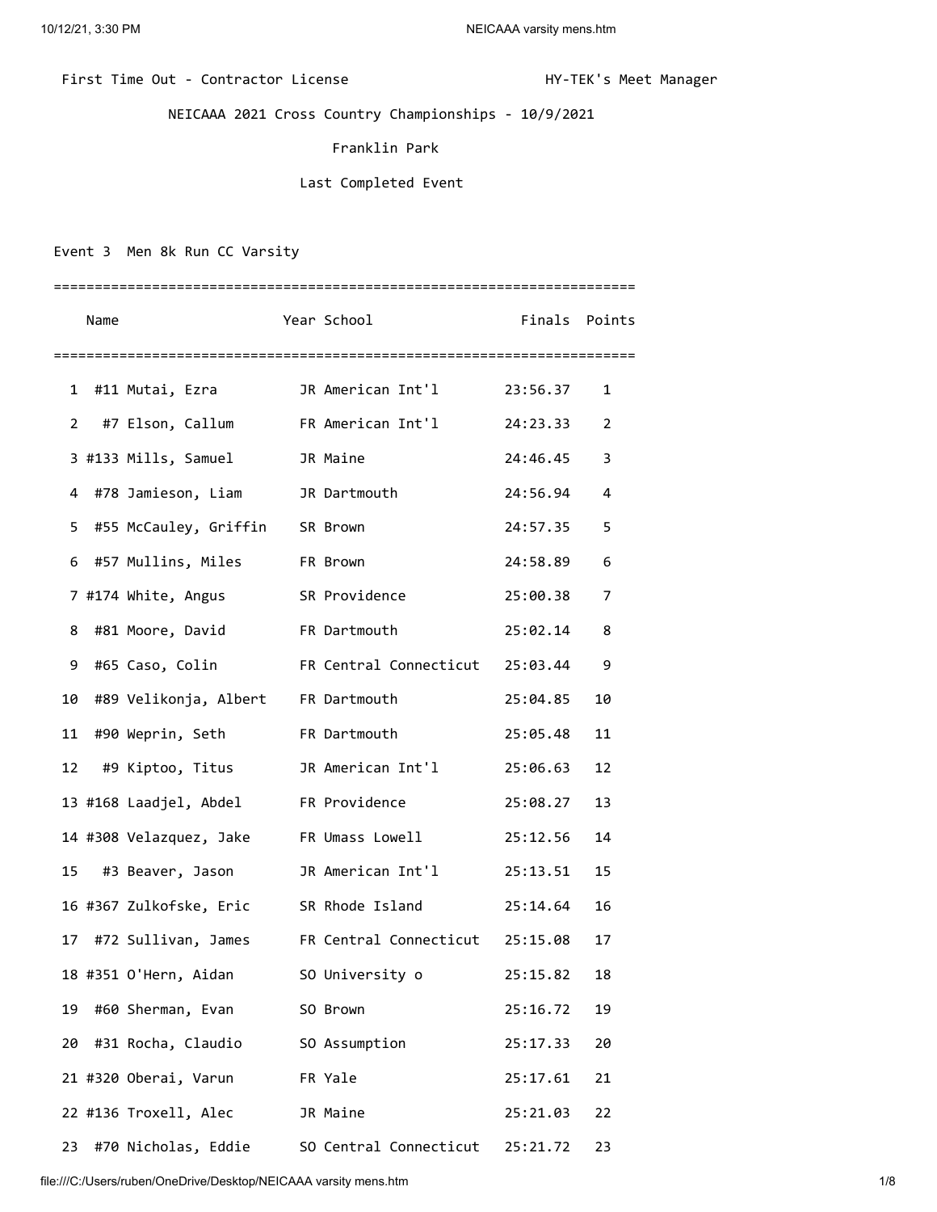First Time Out - Contractor License HY-TEK's Meet Manager

NEICAAA 2021 Cross Country Championships - 10/9/2021

Franklin Park

Last Completed Event

Event 3 Men 8k Run CC Varsity

| | Name | Year | School | Finals | Points |
|---|---|---|---|---|---|
| 1 | #11 Mutai, Ezra | JR | American Int'l | 23:56.37 | 1 |
| 2 | #7 Elson, Callum | FR | American Int'l | 24:23.33 | 2 |
| 3 | #133 Mills, Samuel | JR | Maine | 24:46.45 | 3 |
| 4 | #78 Jamieson, Liam | JR | Dartmouth | 24:56.94 | 4 |
| 5 | #55 McCauley, Griffin | SR | Brown | 24:57.35 | 5 |
| 6 | #57 Mullins, Miles | FR | Brown | 24:58.89 | 6 |
| 7 | #174 White, Angus | SR | Providence | 25:00.38 | 7 |
| 8 | #81 Moore, David | FR | Dartmouth | 25:02.14 | 8 |
| 9 | #65 Caso, Colin | FR | Central Connecticut | 25:03.44 | 9 |
| 10 | #89 Velikonja, Albert | FR | Dartmouth | 25:04.85 | 10 |
| 11 | #90 Weprin, Seth | FR | Dartmouth | 25:05.48 | 11 |
| 12 | #9 Kiptoo, Titus | JR | American Int'l | 25:06.63 | 12 |
| 13 | #168 Laadjel, Abdel | FR | Providence | 25:08.27 | 13 |
| 14 | #308 Velazquez, Jake | FR | Umass Lowell | 25:12.56 | 14 |
| 15 | #3 Beaver, Jason | JR | American Int'l | 25:13.51 | 15 |
| 16 | #367 Zulkofske, Eric | SR | Rhode Island | 25:14.64 | 16 |
| 17 | #72 Sullivan, James | FR | Central Connecticut | 25:15.08 | 17 |
| 18 | #351 O'Hern, Aidan | SO | University o | 25:15.82 | 18 |
| 19 | #60 Sherman, Evan | SO | Brown | 25:16.72 | 19 |
| 20 | #31 Rocha, Claudio | SO | Assumption | 25:17.33 | 20 |
| 21 | #320 Oberai, Varun | FR | Yale | 25:17.61 | 21 |
| 22 | #136 Troxell, Alec | JR | Maine | 25:21.03 | 22 |
| 23 | #70 Nicholas, Eddie | SO | Central Connecticut | 25:21.72 | 23 |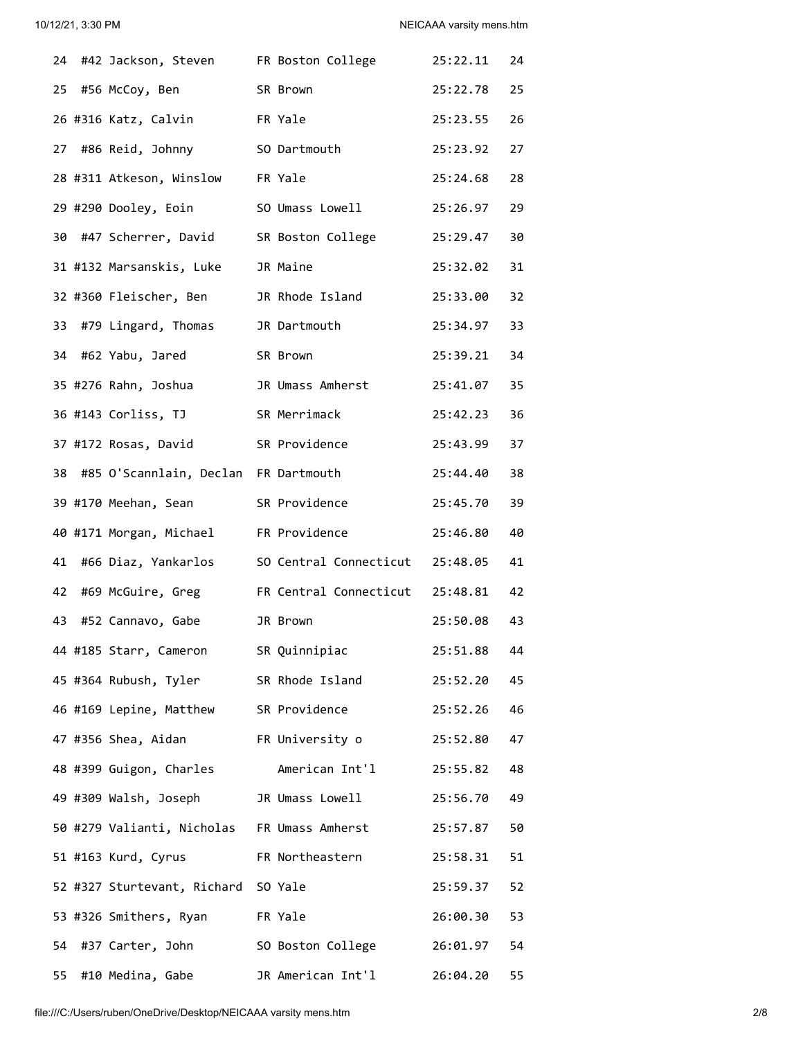| Place | Bib | Name | Yr | Team | Time | Score |
|---|---|---|---|---|---|---|
| 24 | #42 | Jackson, Steven | FR | Boston College | 25:22.11 | 24 |
| 25 | #56 | McCoy, Ben | SR | Brown | 25:22.78 | 25 |
| 26 | #316 | Katz, Calvin | FR | Yale | 25:23.55 | 26 |
| 27 | #86 | Reid, Johnny | SO | Dartmouth | 25:23.92 | 27 |
| 28 | #311 | Atkeson, Winslow | FR | Yale | 25:24.68 | 28 |
| 29 | #290 | Dooley, Eoin | SO | Umass Lowell | 25:26.97 | 29 |
| 30 | #47 | Scherrer, David | SR | Boston College | 25:29.47 | 30 |
| 31 | #132 | Marsanskis, Luke | JR | Maine | 25:32.02 | 31 |
| 32 | #360 | Fleischer, Ben | JR | Rhode Island | 25:33.00 | 32 |
| 33 | #79 | Lingard, Thomas | JR | Dartmouth | 25:34.97 | 33 |
| 34 | #62 | Yabu, Jared | SR | Brown | 25:39.21 | 34 |
| 35 | #276 | Rahn, Joshua | JR | Umass Amherst | 25:41.07 | 35 |
| 36 | #143 | Corliss, TJ | SR | Merrimack | 25:42.23 | 36 |
| 37 | #172 | Rosas, David | SR | Providence | 25:43.99 | 37 |
| 38 | #85 | O'Scannlain, Declan | FR | Dartmouth | 25:44.40 | 38 |
| 39 | #170 | Meehan, Sean | SR | Providence | 25:45.70 | 39 |
| 40 | #171 | Morgan, Michael | FR | Providence | 25:46.80 | 40 |
| 41 | #66 | Diaz, Yankarlos | SO | Central Connecticut | 25:48.05 | 41 |
| 42 | #69 | McGuire, Greg | FR | Central Connecticut | 25:48.81 | 42 |
| 43 | #52 | Cannavo, Gabe | JR | Brown | 25:50.08 | 43 |
| 44 | #185 | Starr, Cameron | SR | Quinnipiac | 25:51.88 | 44 |
| 45 | #364 | Rubush, Tyler | SR | Rhode Island | 25:52.20 | 45 |
| 46 | #169 | Lepine, Matthew | SR | Providence | 25:52.26 | 46 |
| 47 | #356 | Shea, Aidan | FR | University o | 25:52.80 | 47 |
| 48 | #399 | Guigon, Charles | | American Int'l | 25:55.82 | 48 |
| 49 | #309 | Walsh, Joseph | JR | Umass Lowell | 25:56.70 | 49 |
| 50 | #279 | Valianti, Nicholas | FR | Umass Amherst | 25:57.87 | 50 |
| 51 | #163 | Kurd, Cyrus | FR | Northeastern | 25:58.31 | 51 |
| 52 | #327 | Sturtevant, Richard | SO | Yale | 25:59.37 | 52 |
| 53 | #326 | Smithers, Ryan | FR | Yale | 26:00.30 | 53 |
| 54 | #37 | Carter, John | SO | Boston College | 26:01.97 | 54 |
| 55 | #10 | Medina, Gabe | JR | American Int'l | 26:04.20 | 55 |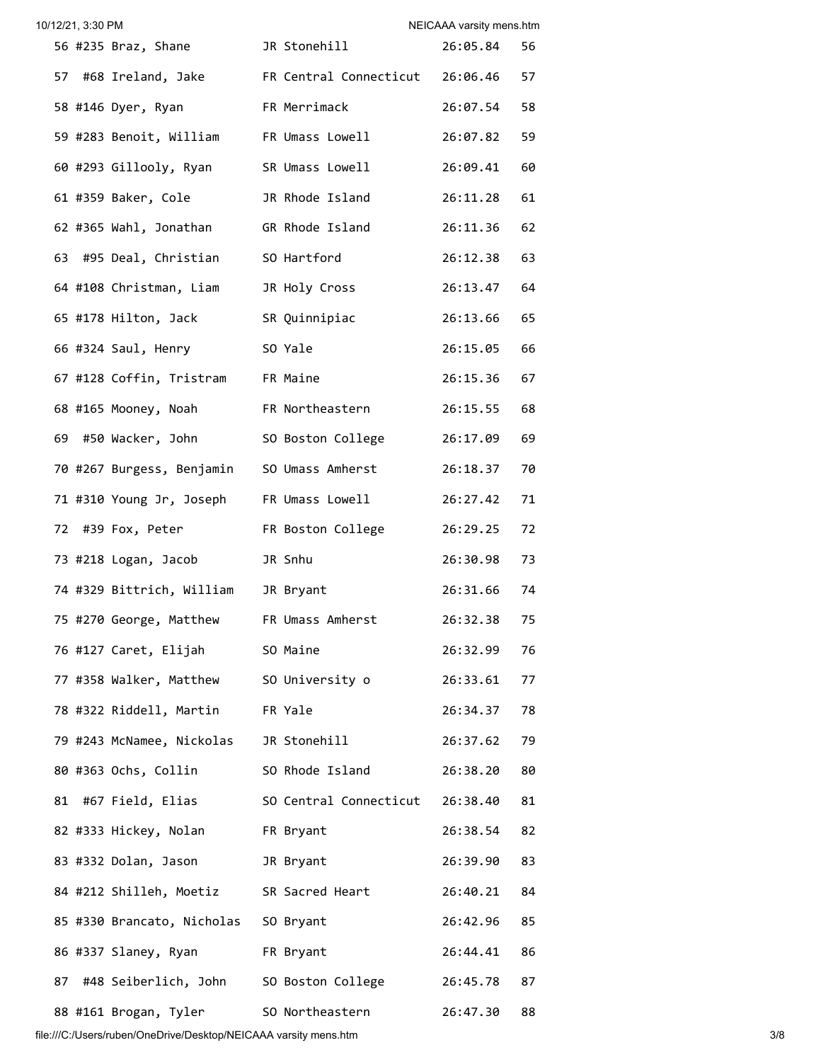```
 56 #235 Braz, Shane          JR Stonehill              26:05.84   56
 57  #68 Ireland, Jake        FR Central Connecticut    26:06.46   57
 58 #146 Dyer, Ryan           FR Merrimack              26:07.54   58
 59 #283 Benoit, William      FR Umass Lowell           26:07.82   59
 60 #293 Gillooly, Ryan       SR Umass Lowell           26:09.41   60
 61 #359 Baker, Cole          JR Rhode Island           26:11.28   61
 62 #365 Wahl, Jonathan       GR Rhode Island           26:11.36   62
 63  #95 Deal, Christian      SO Hartford               26:12.38   63
 64 #108 Christman, Liam      JR Holy Cross             26:13.47   64
 65 #178 Hilton, Jack         SR Quinnipiac             26:13.66   65
 66 #324 Saul, Henry          SO Yale                   26:15.05   66
 67 #128 Coffin, Tristram     FR Maine                  26:15.36   67
 68 #165 Mooney, Noah         FR Northeastern           26:15.55   68
 69  #50 Wacker, John         SO Boston College         26:17.09   69
 70 #267 Burgess, Benjamin    SO Umass Amherst          26:18.37   70
 71 #310 Young Jr, Joseph     FR Umass Lowell           26:27.42   71
 72  #39 Fox, Peter           FR Boston College         26:29.25   72
 73 #218 Logan, Jacob         JR Snhu                   26:30.98   73
 74 #329 Bittrich, William    JR Bryant                 26:31.66   74
 75 #270 George, Matthew      FR Umass Amherst          26:32.38   75
 76 #127 Caret, Elijah        SO Maine                  26:32.99   76
 77 #358 Walker, Matthew      SO University o           26:33.61   77
 78 #322 Riddell, Martin      FR Yale                   26:34.37   78
 79 #243 McNamee, Nickolas    JR Stonehill              26:37.62   79
 80 #363 Ochs, Collin         SO Rhode Island           26:38.20   80
 81  #67 Field, Elias         SO Central Connecticut    26:38.40   81
 82 #333 Hickey, Nolan        FR Bryant                 26:38.54   82
 83 #332 Dolan, Jason         JR Bryant                 26:39.90   83
 84 #212 Shilleh, Moetiz      SR Sacred Heart           26:40.21   84
 85 #330 Brancato, Nicholas   SO Bryant                 26:42.96   85
 86 #337 Slaney, Ryan         FR Bryant                 26:44.41   86
 87  #48 Seiberlich, John     SO Boston College         26:45.78   87
 88 #161 Brogan, Tyler        SO Northeastern           26:47.30   88
```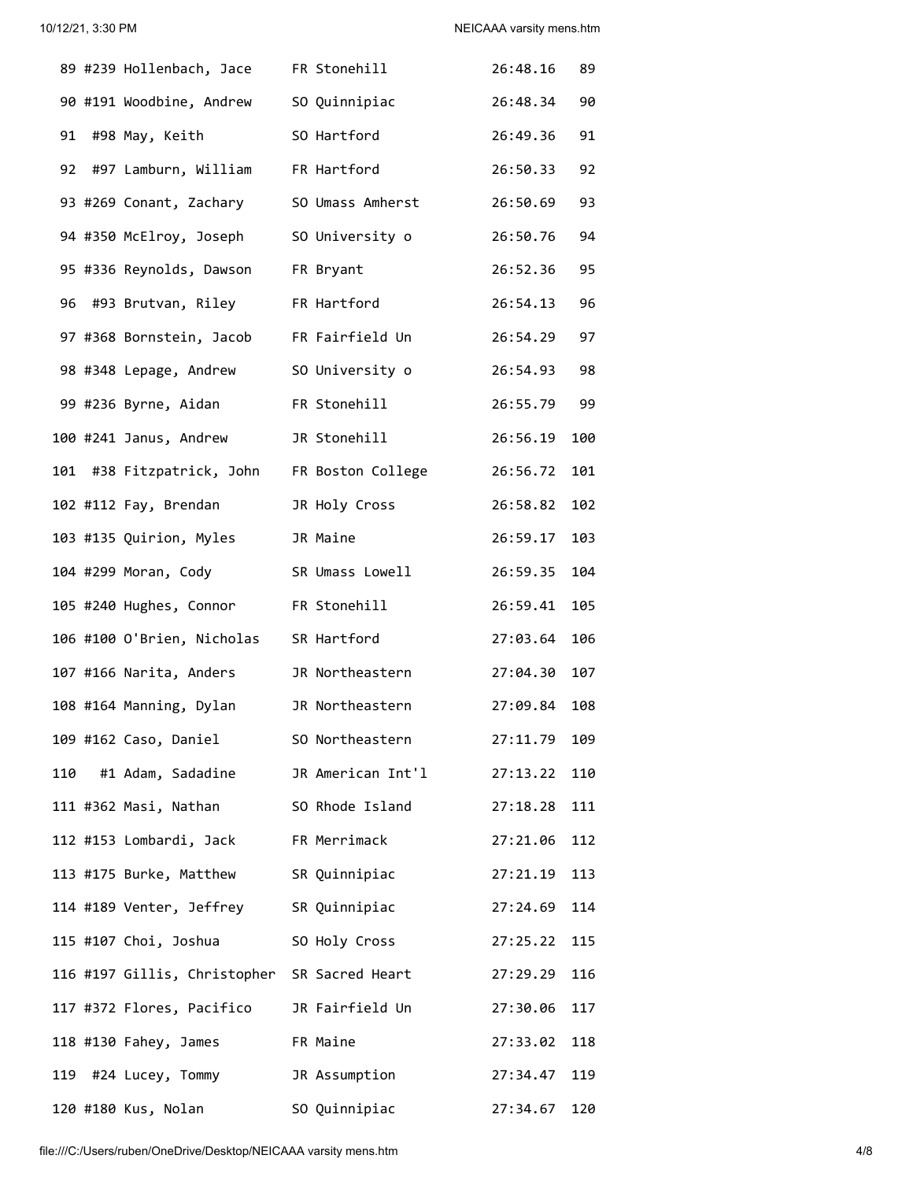```
 89 #239 Hollenbach, Jace     FR Stonehill            26:48.16   89
 90 #191 Woodbine, Andrew     SO Quinnipiac           26:48.34   90
 91  #98 May, Keith           SO Hartford             26:49.36   91
 92  #97 Lamburn, William     FR Hartford             26:50.33   92
 93 #269 Conant, Zachary      SO Umass Amherst        26:50.69   93
 94 #350 McElroy, Joseph      SO University o         26:50.76   94
 95 #336 Reynolds, Dawson     FR Bryant               26:52.36   95
 96  #93 Brutvan, Riley       FR Hartford             26:54.13   96
 97 #368 Bornstein, Jacob     FR Fairfield Un         26:54.29   97
 98 #348 Lepage, Andrew       SO University o         26:54.93   98
 99 #236 Byrne, Aidan         FR Stonehill            26:55.79   99
100 #241 Janus, Andrew        JR Stonehill            26:56.19  100
101  #38 Fitzpatrick, John    FR Boston College       26:56.72  101
102 #112 Fay, Brendan         JR Holy Cross           26:58.82  102
103 #135 Quirion, Myles       JR Maine                26:59.17  103
104 #299 Moran, Cody          SR Umass Lowell         26:59.35  104
105 #240 Hughes, Connor       FR Stonehill            26:59.41  105
106 #100 O'Brien, Nicholas    SR Hartford             27:03.64  106
107 #166 Narita, Anders       JR Northeastern         27:04.30  107
108 #164 Manning, Dylan       JR Northeastern         27:09.84  108
109 #162 Caso, Daniel         SO Northeastern         27:11.79  109
110   #1 Adam, Sadadine       JR American Int'l       27:13.22  110
111 #362 Masi, Nathan         SO Rhode Island         27:18.28  111
112 #153 Lombardi, Jack       FR Merrimack            27:21.06  112
113 #175 Burke, Matthew       SR Quinnipiac           27:21.19  113
114 #189 Venter, Jeffrey      SR Quinnipiac           27:24.69  114
115 #107 Choi, Joshua         SO Holy Cross           27:25.22  115
116 #197 Gillis, Christopher  SR Sacred Heart         27:29.29  116
117 #372 Flores, Pacifico     JR Fairfield Un         27:30.06  117
118 #130 Fahey, James         FR Maine                27:33.02  118
119  #24 Lucey, Tommy         JR Assumption           27:34.47  119
120 #180 Kus, Nolan           SO Quinnipiac           27:34.67  120
```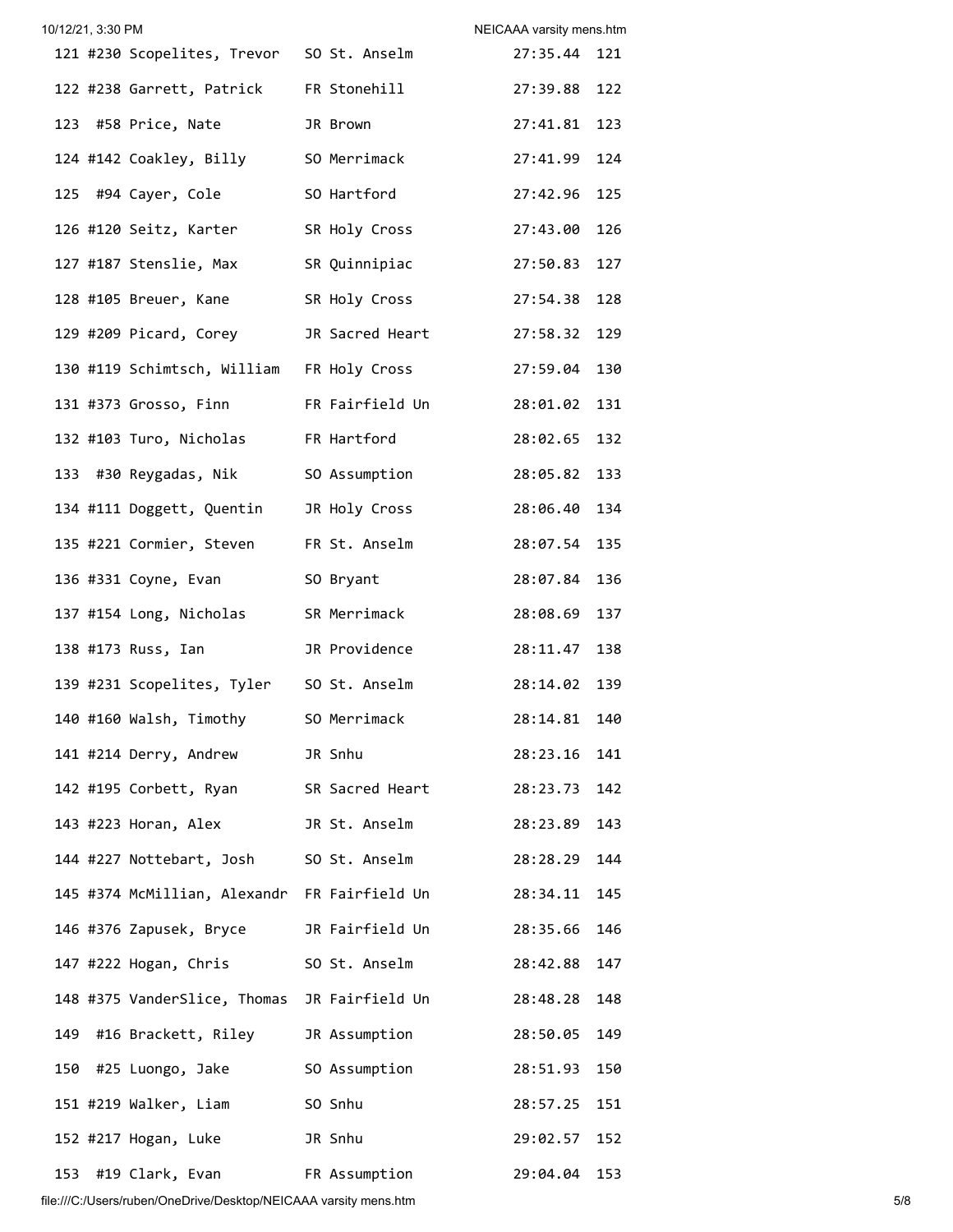```
121 #230 Scopelites, Trevor   SO St. Anselm          27:35.44  121
122 #238 Garrett, Patrick     FR Stonehill           27:39.88  122
123  #58 Price, Nate          JR Brown               27:41.81  123
124 #142 Coakley, Billy       SO Merrimack           27:41.99  124
125  #94 Cayer, Cole          SO Hartford            27:42.96  125
126 #120 Seitz, Karter        SR Holy Cross          27:43.00  126
127 #187 Stenslie, Max        SR Quinnipiac          27:50.83  127
128 #105 Breuer, Kane         SR Holy Cross          27:54.38  128
129 #209 Picard, Corey        JR Sacred Heart        27:58.32  129
130 #119 Schimtsch, William   FR Holy Cross          27:59.04  130
131 #373 Grosso, Finn         FR Fairfield Un        28:01.02  131
132 #103 Turo, Nicholas       FR Hartford            28:02.65  132
133  #30 Reygadas, Nik        SO Assumption          28:05.82  133
134 #111 Doggett, Quentin     JR Holy Cross          28:06.40  134
135 #221 Cormier, Steven      FR St. Anselm          28:07.54  135
136 #331 Coyne, Evan          SO Bryant              28:07.84  136
137 #154 Long, Nicholas       SR Merrimack           28:08.69  137
138 #173 Russ, Ian            JR Providence          28:11.47  138
139 #231 Scopelites, Tyler    SO St. Anselm          28:14.02  139
140 #160 Walsh, Timothy       SO Merrimack           28:14.81  140
141 #214 Derry, Andrew        JR Snhu                28:23.16  141
142 #195 Corbett, Ryan        SR Sacred Heart        28:23.73  142
143 #223 Horan, Alex          JR St. Anselm          28:23.89  143
144 #227 Nottebart, Josh      SO St. Anselm          28:28.29  144
145 #374 McMillian, Alexandr  FR Fairfield Un        28:34.11  145
146 #376 Zapusek, Bryce       JR Fairfield Un        28:35.66  146
147 #222 Hogan, Chris         SO St. Anselm          28:42.88  147
148 #375 VanderSlice, Thomas  JR Fairfield Un        28:48.28  148
149  #16 Brackett, Riley      JR Assumption          28:50.05  149
150  #25 Luongo, Jake         SO Assumption          28:51.93  150
151 #219 Walker, Liam         SO Snhu                28:57.25  151
152 #217 Hogan, Luke          JR Snhu                29:02.57  152
153  #19 Clark, Evan          FR Assumption          29:04.04  153
```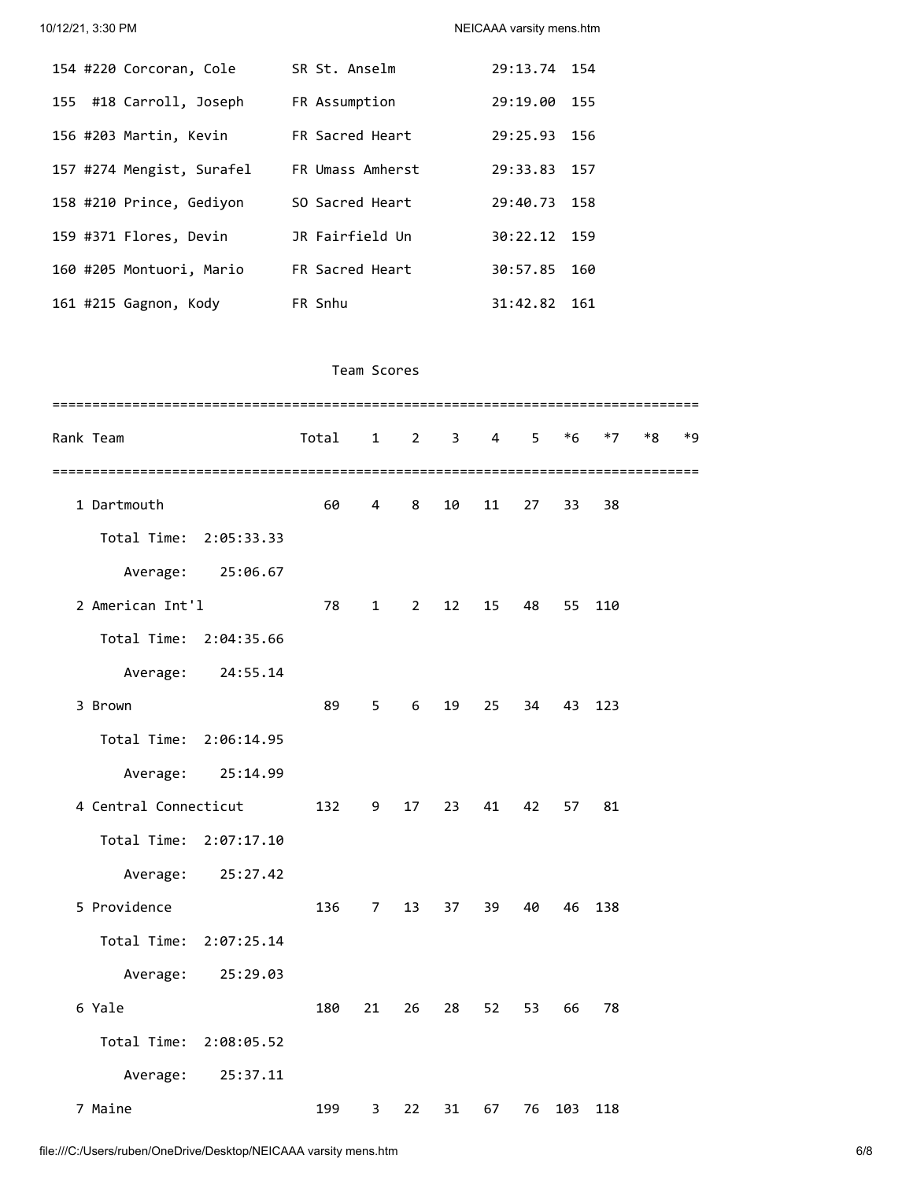| Place | Bib | Name | Year | Team | Time | Points |
|---|---|---|---|---|---|---|
| 154 | #220 | Corcoran, Cole | SR | St. Anselm | 29:13.74 | 154 |
| 155 | #18 | Carroll, Joseph | FR | Assumption | 29:19.00 | 155 |
| 156 | #203 | Martin, Kevin | FR | Sacred Heart | 29:25.93 | 156 |
| 157 | #274 | Mengist, Surafel | FR | Umass Amherst | 29:33.83 | 157 |
| 158 | #210 | Prince, Gediyon | SO | Sacred Heart | 29:40.73 | 158 |
| 159 | #371 | Flores, Devin | JR | Fairfield Un | 30:22.12 | 159 |
| 160 | #205 | Montuori, Mario | FR | Sacred Heart | 30:57.85 | 160 |
| 161 | #215 | Gagnon, Kody | FR | Snhu | 31:42.82 | 161 |

## Team Scores

| Rank | Team | Total | 1 | 2 | 3 | 4 | 5 | *6 | *7 | *8 | *9 |
|---|---|---|---|---|---|---|---|---|---|---|---|
| 1 | Dartmouth | 60 | 4 | 8 | 10 | 11 | 27 | 33 | 38 | | |
| | Total Time: 2:05:33.33 | | | | | | | | | | |
| | Average: 25:06.67 | | | | | | | | | | |
| 2 | American Int'l | 78 | 1 | 2 | 12 | 15 | 48 | 55 | 110 | | |
| | Total Time: 2:04:35.66 | | | | | | | | | | |
| | Average: 24:55.14 | | | | | | | | | | |
| 3 | Brown | 89 | 5 | 6 | 19 | 25 | 34 | 43 | 123 | | |
| | Total Time: 2:06:14.95 | | | | | | | | | | |
| | Average: 25:14.99 | | | | | | | | | | |
| 4 | Central Connecticut | 132 | 9 | 17 | 23 | 41 | 42 | 57 | 81 | | |
| | Total Time: 2:07:17.10 | | | | | | | | | | |
| | Average: 25:27.42 | | | | | | | | | | |
| 5 | Providence | 136 | 7 | 13 | 37 | 39 | 40 | 46 | 138 | | |
| | Total Time: 2:07:25.14 | | | | | | | | | | |
| | Average: 25:29.03 | | | | | | | | | | |
| 6 | Yale | 180 | 21 | 26 | 28 | 52 | 53 | 66 | 78 | | |
| | Total Time: 2:08:05.52 | | | | | | | | | | |
| | Average: 25:37.11 | | | | | | | | | | |
| 7 | Maine | 199 | 3 | 22 | 31 | 67 | 76 | 103 | 118 | | |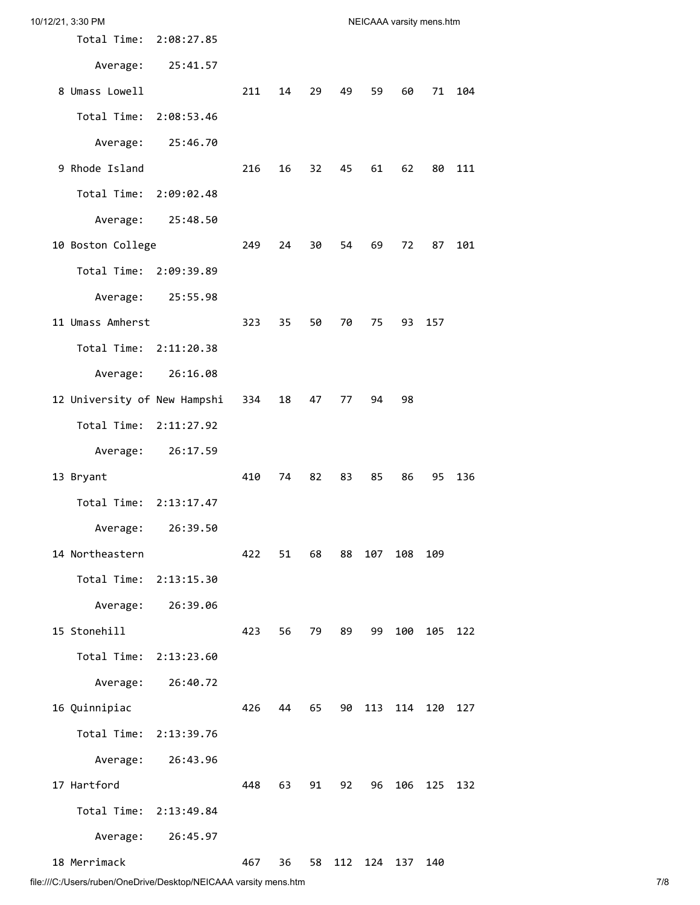```
    Total Time:  2:08:27.85
       Average:    25:41.57
 8 Umass Lowell              211   14   29   49   59   60   71  104
    Total Time:  2:08:53.46
       Average:    25:46.70
 9 Rhode Island              216   16   32   45   61   62   80  111
    Total Time:  2:09:02.48
       Average:    25:48.50
10 Boston College            249   24   30   54   69   72   87  101
    Total Time:  2:09:39.89
       Average:    25:55.98
11 Umass Amherst             323   35   50   70   75   93  157
    Total Time:  2:11:20.38
       Average:    26:16.08
12 University of New Hampshi 334   18   47   77   94   98
    Total Time:  2:11:27.92
       Average:    26:17.59
13 Bryant                    410   74   82   83   85   86   95  136
    Total Time:  2:13:17.47
       Average:    26:39.50
14 Northeastern              422   51   68   88  107  108  109
    Total Time:  2:13:15.30
       Average:    26:39.06
15 Stonehill                 423   56   79   89   99  100  105  122
    Total Time:  2:13:23.60
       Average:    26:40.72
16 Quinnipiac                426   44   65   90  113  114  120  127
    Total Time:  2:13:39.76
       Average:    26:43.96
17 Hartford                  448   63   91   92   96  106  125  132
    Total Time:  2:13:49.84
       Average:    26:45.97
18 Merrimack                 467   36   58  112  124  137  140
```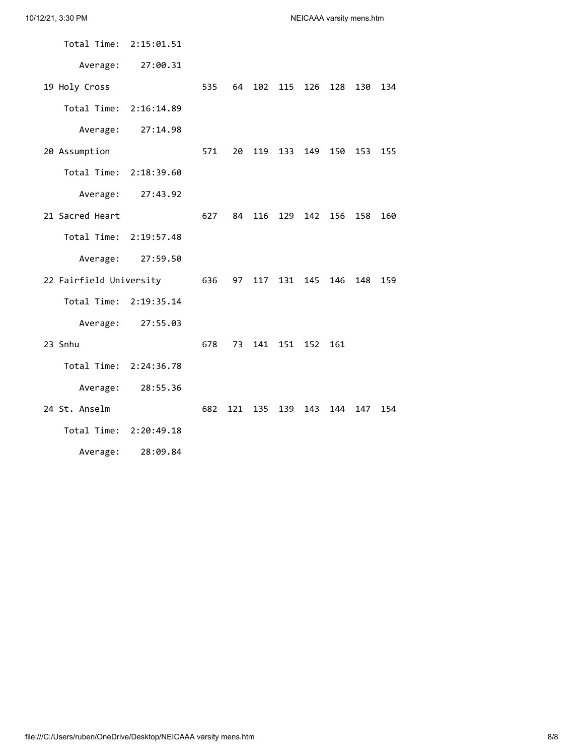```
    Total Time:  2:15:01.51
       Average:    27:00.31
19 Holy Cross               535   64  102  115  126  128  130  134
    Total Time:  2:16:14.89
       Average:    27:14.98
20 Assumption               571   20  119  133  149  150  153  155
    Total Time:  2:18:39.60
       Average:    27:43.92
21 Sacred Heart             627   84  116  129  142  156  158  160
    Total Time:  2:19:57.48
       Average:    27:59.50
22 Fairfield University     636   97  117  131  145  146  148  159
    Total Time:  2:19:35.14
       Average:    27:55.03
23 Snhu                     678   73  141  151  152  161
    Total Time:  2:24:36.78
       Average:    28:55.36
24 St. Anselm               682  121  135  139  143  144  147  154
    Total Time:  2:20:49.18
       Average:    28:09.84
```